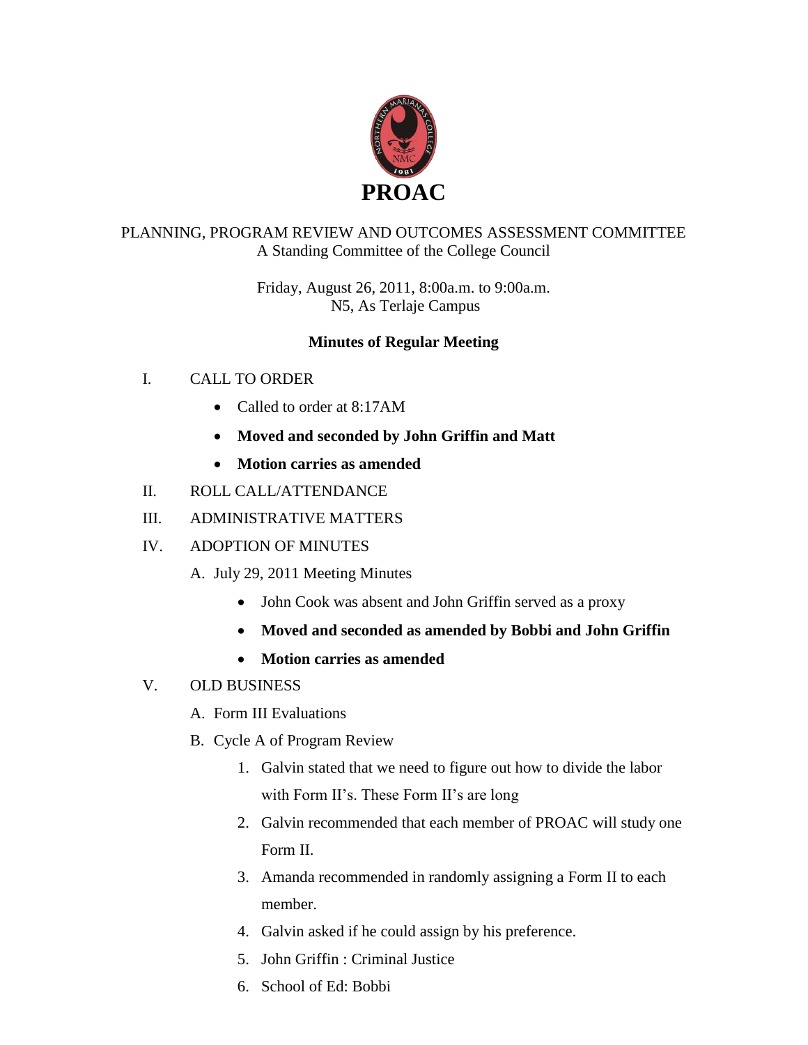# PROAC

PLANNING, PROGRAM REVIEW AND OUTCOMES ASSESSMENT COMMITTEE
A Standing Committee of the College Council

Friday, August 26, 2011, 8:00a.m. to 9:00a.m.
N5, As Terlaje Campus

## Minutes of Regular Meeting

I. CALL TO ORDER

- Called to order at 8:17AM
- **Moved and seconded by John Griffin and Matt**
- **Motion carries as amended**

II. ROLL CALL/ATTENDANCE

III. ADMINISTRATIVE MATTERS

IV. ADOPTION OF MINUTES

A. July 29, 2011 Meeting Minutes

- John Cook was absent and John Griffin served as a proxy
- **Moved and seconded as amended by Bobbi and John Griffin**
- **Motion carries as amended**

V. OLD BUSINESS

A. Form III Evaluations

B. Cycle A of Program Review

1. Galvin stated that we need to figure out how to divide the labor with Form II's. These Form II's are long
2. Galvin recommended that each member of PROAC will study one Form II.
3. Amanda recommended in randomly assigning a Form II to each member.
4. Galvin asked if he could assign by his preference.
5. John Griffin : Criminal Justice
6. School of Ed: Bobbi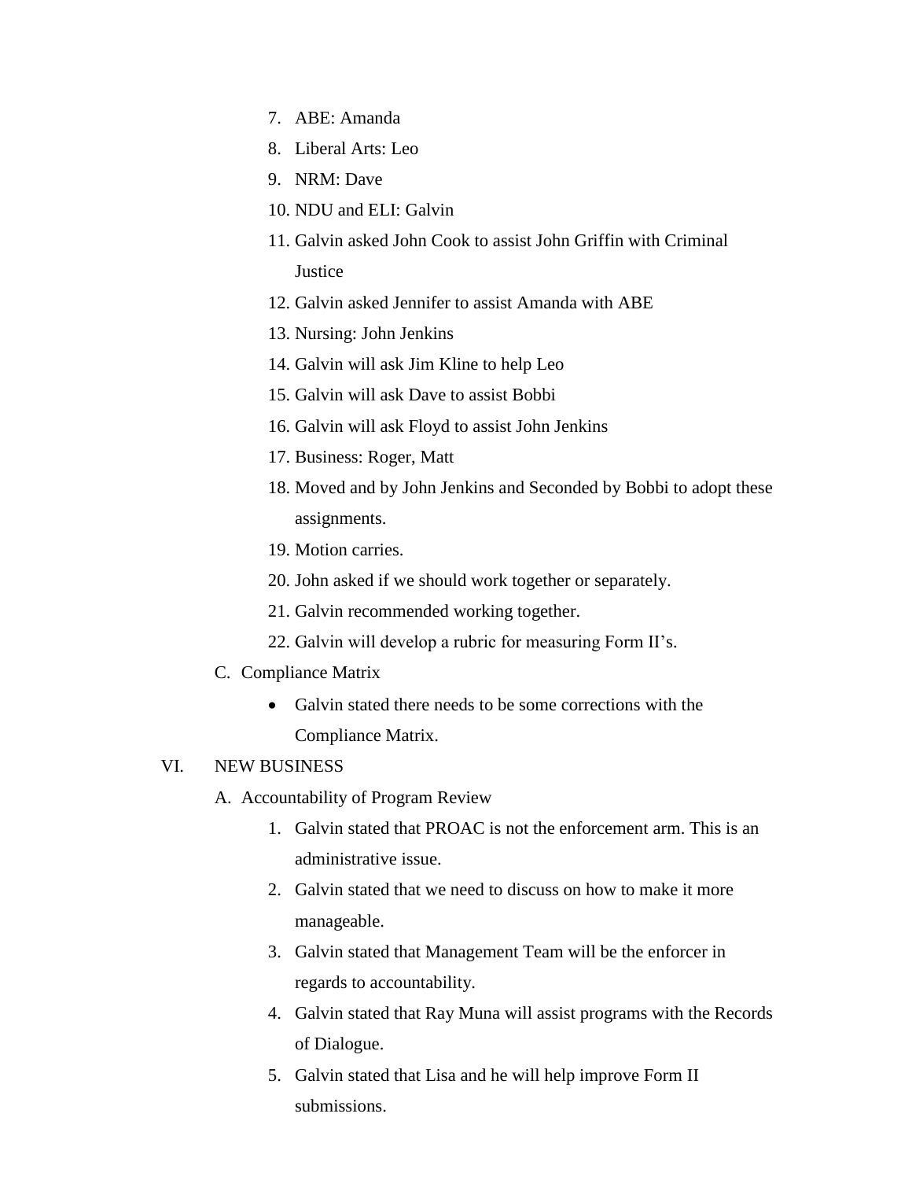7. ABE: Amanda
8. Liberal Arts: Leo
9. NRM: Dave
10. NDU and ELI: Galvin
11. Galvin asked John Cook to assist John Griffin with Criminal Justice
12. Galvin asked Jennifer to assist Amanda with ABE
13. Nursing: John Jenkins
14. Galvin will ask Jim Kline to help Leo
15. Galvin will ask Dave to assist Bobbi
16. Galvin will ask Floyd to assist John Jenkins
17. Business: Roger, Matt
18. Moved and by John Jenkins and Seconded by Bobbi to adopt these assignments.
19. Motion carries.
20. John asked if we should work together or separately.
21. Galvin recommended working together.
22. Galvin will develop a rubric for measuring Form II's.

C. Compliance Matrix

- Galvin stated there needs to be some corrections with the Compliance Matrix.

VI. NEW BUSINESS

A. Accountability of Program Review

1. Galvin stated that PROAC is not the enforcement arm. This is an administrative issue.
2. Galvin stated that we need to discuss on how to make it more manageable.
3. Galvin stated that Management Team will be the enforcer in regards to accountability.
4. Galvin stated that Ray Muna will assist programs with the Records of Dialogue.
5. Galvin stated that Lisa and he will help improve Form II submissions.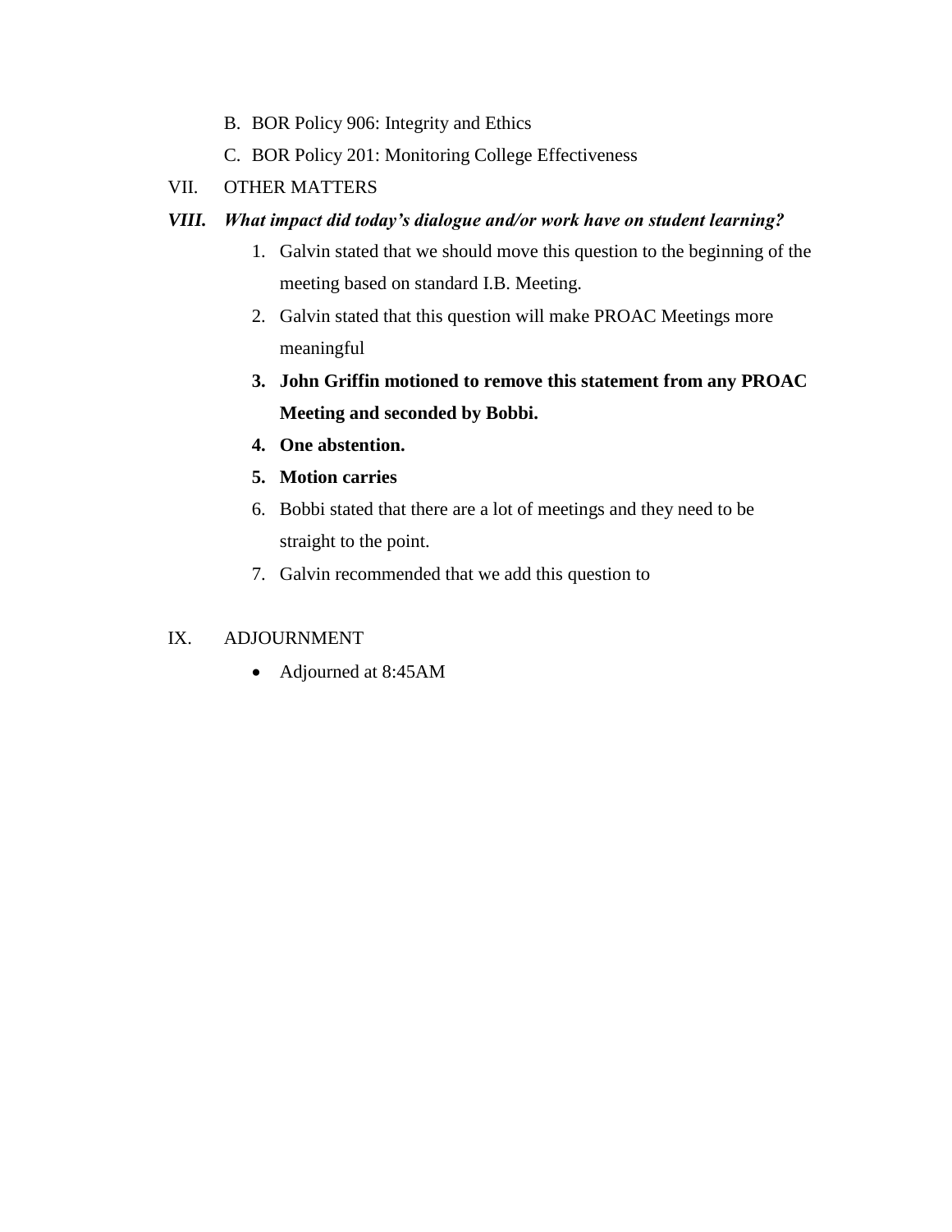B. BOR Policy 906: Integrity and Ethics

C. BOR Policy 201: Monitoring College Effectiveness

VII. OTHER MATTERS

***VIII. What impact did today's dialogue and/or work have on student learning?***

1. Galvin stated that we should move this question to the beginning of the meeting based on standard I.B. Meeting.
2. Galvin stated that this question will make PROAC Meetings more meaningful
3. **John Griffin motioned to remove this statement from any PROAC Meeting and seconded by Bobbi.**
4. **One abstention.**
5. **Motion carries**
6. Bobbi stated that there are a lot of meetings and they need to be straight to the point.
7. Galvin recommended that we add this question to

IX. ADJOURNMENT

- Adjourned at 8:45AM